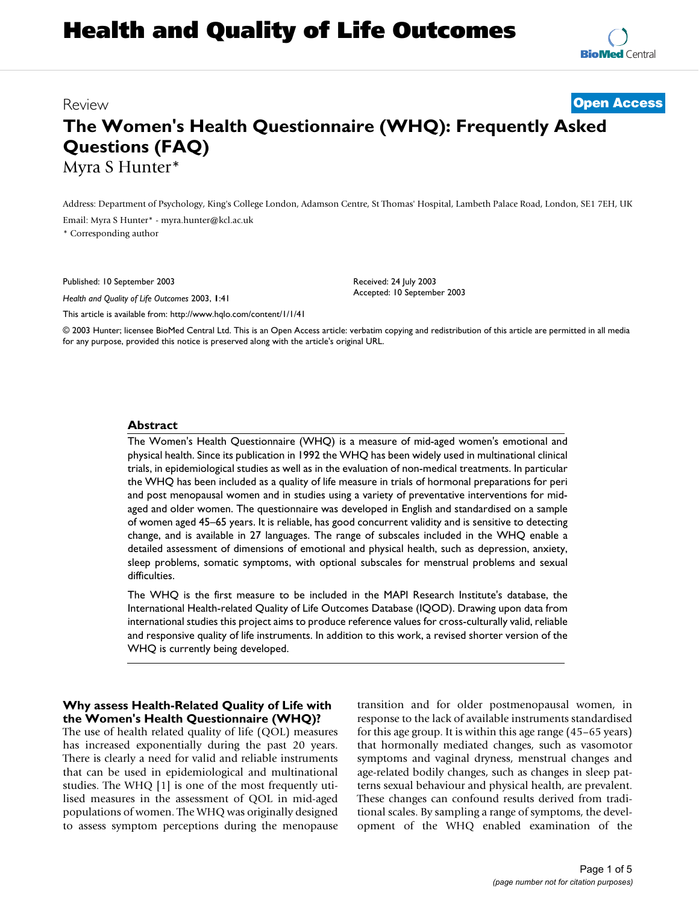# Health and Quality of Life Outcomes

Review

**Open Access**

# The Women's Health Questionnaire (WHQ): Frequently Asked Questions (FAQ)

Myra S Hunter*

Address: Department of Psychology, King's College London, Adamson Centre, St Thomas' Hospital, Lambeth Palace Road, London, SE1 7EH, UK

Email: Myra S Hunter* - myra.hunter@kcl.ac.uk

* Corresponding author

Published: 10 September 2003

*Health and Quality of Life Outcomes* 2003, **1**:41

This article is available from: http://www.hqlo.com/content/1/1/41

Received: 24 July 2003
Accepted: 10 September 2003

© 2003 Hunter; licensee BioMed Central Ltd. This is an Open Access article: verbatim copying and redistribution of this article are permitted in all media for any purpose, provided this notice is preserved along with the article's original URL.

## Abstract

The Women's Health Questionnaire (WHQ) is a measure of mid-aged women's emotional and physical health. Since its publication in 1992 the WHQ has been widely used in multinational clinical trials, in epidemiological studies as well as in the evaluation of non-medical treatments. In particular the WHQ has been included as a quality of life measure in trials of hormonal preparations for peri and post menopausal women and in studies using a variety of preventative interventions for mid-aged and older women. The questionnaire was developed in English and standardised on a sample of women aged 45–65 years. It is reliable, has good concurrent validity and is sensitive to detecting change, and is available in 27 languages. The range of subscales included in the WHQ enable a detailed assessment of dimensions of emotional and physical health, such as depression, anxiety, sleep problems, somatic symptoms, with optional subscales for menstrual problems and sexual difficulties.

The WHQ is the first measure to be included in the MAPI Research Institute's database, the International Health-related Quality of Life Outcomes Database (IQOD). Drawing upon data from international studies this project aims to produce reference values for cross-culturally valid, reliable and responsive quality of life instruments. In addition to this work, a revised shorter version of the WHQ is currently being developed.

## Why assess Health-Related Quality of Life with the Women's Health Questionnaire (WHQ)?

The use of health related quality of life (QOL) measures has increased exponentially during the past 20 years. There is clearly a need for valid and reliable instruments that can be used in epidemiological and multinational studies. The WHQ [1] is one of the most frequently utilised measures in the assessment of QOL in mid-aged populations of women. The WHQ was originally designed to assess symptom perceptions during the menopause transition and for older postmenopausal women, in response to the lack of available instruments standardised for this age group. It is within this age range (45–65 years) that hormonally mediated changes, such as vasomotor symptoms and vaginal dryness, menstrual changes and age-related bodily changes, such as changes in sleep patterns sexual behaviour and physical health, are prevalent. These changes can confound results derived from traditional scales. By sampling a range of symptoms, the development of the WHQ enabled examination of the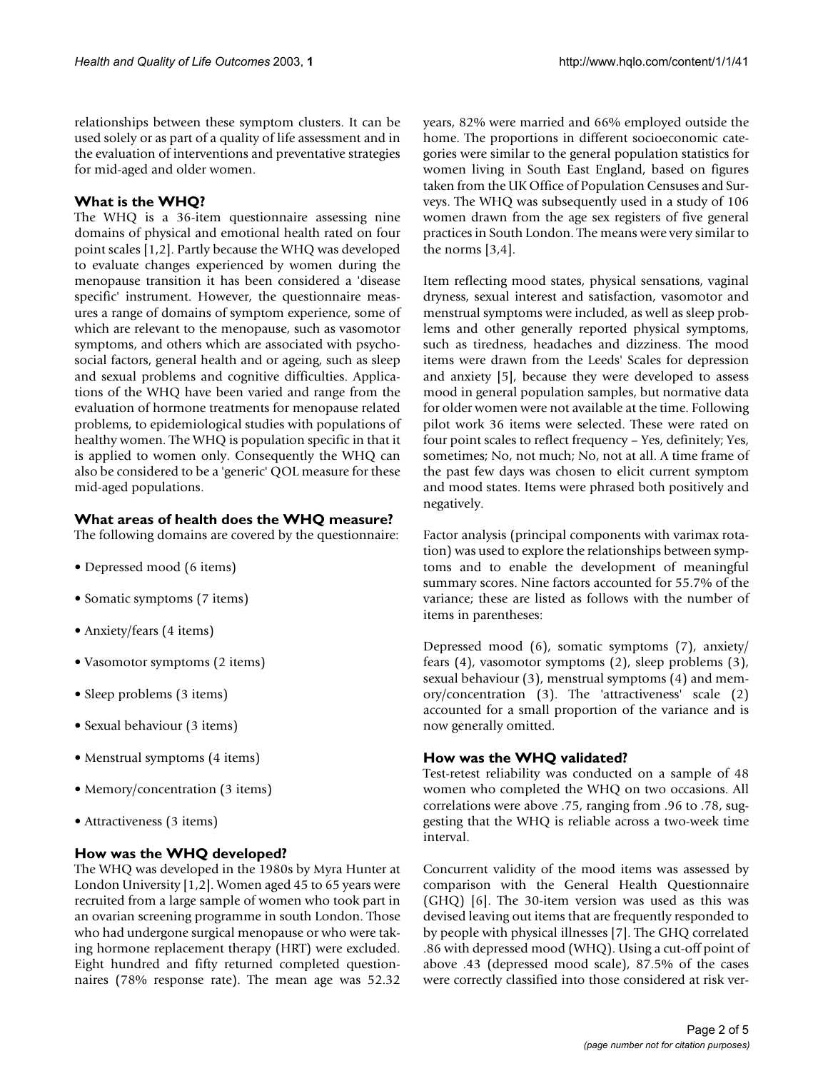relationships between these symptom clusters. It can be used solely or as part of a quality of life assessment and in the evaluation of interventions and preventative strategies for mid-aged and older women.

### What is the WHQ?

The WHQ is a 36-item questionnaire assessing nine domains of physical and emotional health rated on four point scales [1,2]. Partly because the WHQ was developed to evaluate changes experienced by women during the menopause transition it has been considered a 'disease specific' instrument. However, the questionnaire measures a range of domains of symptom experience, some of which are relevant to the menopause, such as vasomotor symptoms, and others which are associated with psychosocial factors, general health and or ageing, such as sleep and sexual problems and cognitive difficulties. Applications of the WHQ have been varied and range from the evaluation of hormone treatments for menopause related problems, to epidemiological studies with populations of healthy women. The WHQ is population specific in that it is applied to women only. Consequently the WHQ can also be considered to be a 'generic' QOL measure for these mid-aged populations.

### What areas of health does the WHQ measure?

The following domains are covered by the questionnaire:

- Depressed mood (6 items)
- Somatic symptoms (7 items)
- Anxiety/fears (4 items)
- Vasomotor symptoms (2 items)
- Sleep problems (3 items)
- Sexual behaviour (3 items)
- Menstrual symptoms (4 items)
- Memory/concentration (3 items)
- Attractiveness (3 items)

### How was the WHQ developed?

The WHQ was developed in the 1980s by Myra Hunter at London University [1,2]. Women aged 45 to 65 years were recruited from a large sample of women who took part in an ovarian screening programme in south London. Those who had undergone surgical menopause or who were taking hormone replacement therapy (HRT) were excluded. Eight hundred and fifty returned completed questionnaires (78% response rate). The mean age was 52.32 years, 82% were married and 66% employed outside the home. The proportions in different socioeconomic categories were similar to the general population statistics for women living in South East England, based on figures taken from the UK Office of Population Censuses and Surveys. The WHQ was subsequently used in a study of 106 women drawn from the age sex registers of five general practices in South London. The means were very similar to the norms [3,4].

Item reflecting mood states, physical sensations, vaginal dryness, sexual interest and satisfaction, vasomotor and menstrual symptoms were included, as well as sleep problems and other generally reported physical symptoms, such as tiredness, headaches and dizziness. The mood items were drawn from the Leeds' Scales for depression and anxiety [5], because they were developed to assess mood in general population samples, but normative data for older women were not available at the time. Following pilot work 36 items were selected. These were rated on four point scales to reflect frequency – Yes, definitely; Yes, sometimes; No, not much; No, not at all. A time frame of the past few days was chosen to elicit current symptom and mood states. Items were phrased both positively and negatively.

Factor analysis (principal components with varimax rotation) was used to explore the relationships between symptoms and to enable the development of meaningful summary scores. Nine factors accounted for 55.7% of the variance; these are listed as follows with the number of items in parentheses:

Depressed mood (6), somatic symptoms (7), anxiety/fears (4), vasomotor symptoms (2), sleep problems (3), sexual behaviour (3), menstrual symptoms (4) and memory/concentration (3). The 'attractiveness' scale (2) accounted for a small proportion of the variance and is now generally omitted.

### How was the WHQ validated?

Test-retest reliability was conducted on a sample of 48 women who completed the WHQ on two occasions. All correlations were above .75, ranging from .96 to .78, suggesting that the WHQ is reliable across a two-week time interval.

Concurrent validity of the mood items was assessed by comparison with the General Health Questionnaire (GHQ) [6]. The 30-item version was used as this was devised leaving out items that are frequently responded to by people with physical illnesses [7]. The GHQ correlated .86 with depressed mood (WHQ). Using a cut-off point of above .43 (depressed mood scale), 87.5% of the cases were correctly classified into those considered at risk ver-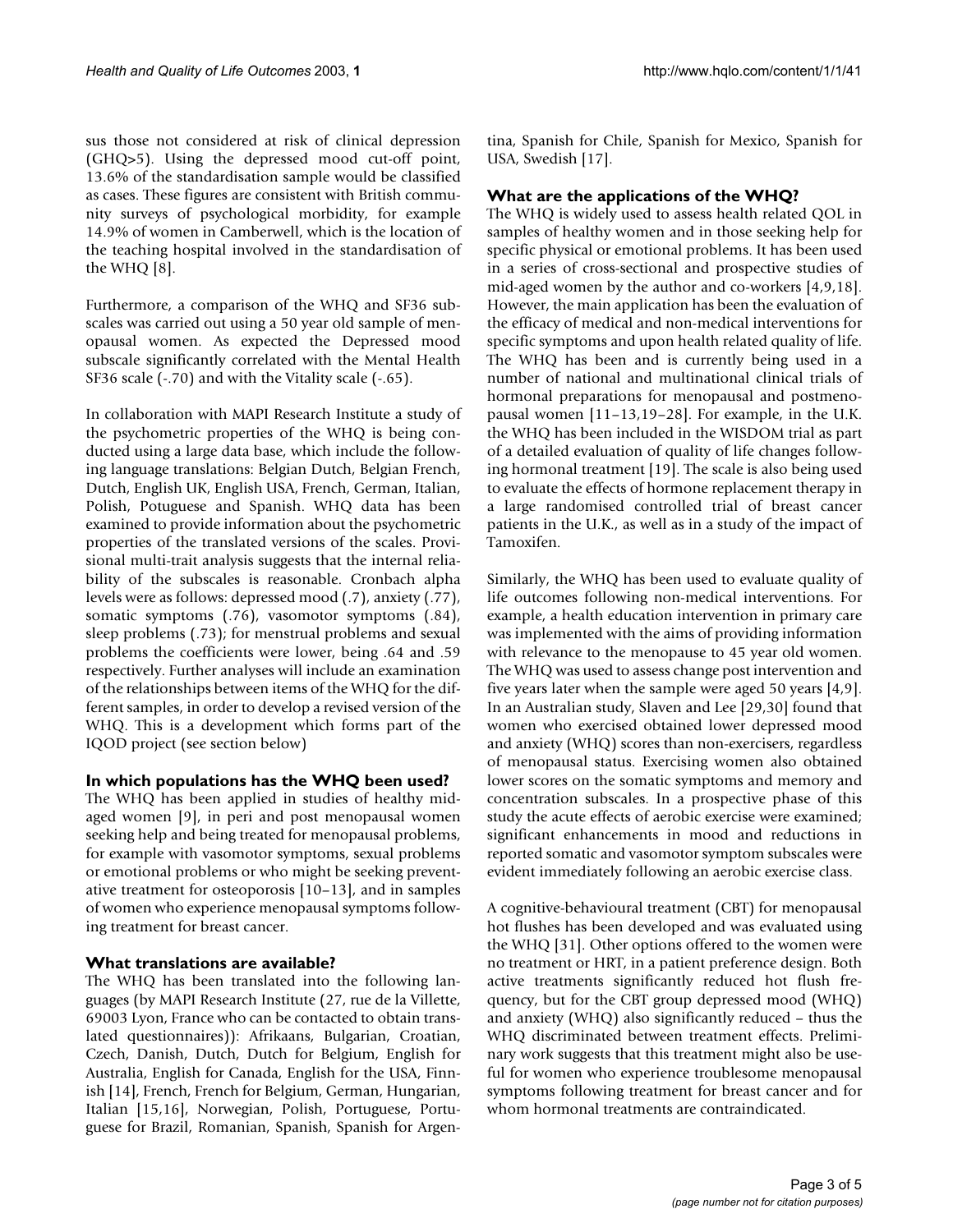sus those not considered at risk of clinical depression (GHQ>5). Using the depressed mood cut-off point, 13.6% of the standardisation sample would be classified as cases. These figures are consistent with British community surveys of psychological morbidity, for example 14.9% of women in Camberwell, which is the location of the teaching hospital involved in the standardisation of the WHQ [8].

Furthermore, a comparison of the WHQ and SF36 subscales was carried out using a 50 year old sample of menopausal women. As expected the Depressed mood subscale significantly correlated with the Mental Health SF36 scale (-.70) and with the Vitality scale (-.65).

In collaboration with MAPI Research Institute a study of the psychometric properties of the WHQ is being conducted using a large data base, which include the following language translations: Belgian Dutch, Belgian French, Dutch, English UK, English USA, French, German, Italian, Polish, Potuguese and Spanish. WHQ data has been examined to provide information about the psychometric properties of the translated versions of the scales. Provisional multi-trait analysis suggests that the internal reliability of the subscales is reasonable. Cronbach alpha levels were as follows: depressed mood (.7), anxiety (.77), somatic symptoms (.76), vasomotor symptoms (.84), sleep problems (.73); for menstrual problems and sexual problems the coefficients were lower, being .64 and .59 respectively. Further analyses will include an examination of the relationships between items of the WHQ for the different samples, in order to develop a revised version of the WHQ. This is a development which forms part of the IQOD project (see section below)

## In which populations has the WHQ been used?

The WHQ has been applied in studies of healthy mid-aged women [9], in peri and post menopausal women seeking help and being treated for menopausal problems, for example with vasomotor symptoms, sexual problems or emotional problems or who might be seeking preventative treatment for osteoporosis [10–13], and in samples of women who experience menopausal symptoms following treatment for breast cancer.

## What translations are available?

The WHQ has been translated into the following languages (by MAPI Research Institute (27, rue de la Villette, 69003 Lyon, France who can be contacted to obtain translated questionnaires)): Afrikaans, Bulgarian, Croatian, Czech, Danish, Dutch, Dutch for Belgium, English for Australia, English for Canada, English for the USA, Finnish [14], French, French for Belgium, German, Hungarian, Italian [15,16], Norwegian, Polish, Portuguese, Portuguese for Brazil, Romanian, Spanish, Spanish for Argentina, Spanish for Chile, Spanish for Mexico, Spanish for USA, Swedish [17].

## What are the applications of the WHQ?

The WHQ is widely used to assess health related QOL in samples of healthy women and in those seeking help for specific physical or emotional problems. It has been used in a series of cross-sectional and prospective studies of mid-aged women by the author and co-workers [4,9,18]. However, the main application has been the evaluation of the efficacy of medical and non-medical interventions for specific symptoms and upon health related quality of life. The WHQ has been and is currently being used in a number of national and multinational clinical trials of hormonal preparations for menopausal and postmenopausal women [11–13,19–28]. For example, in the U.K. the WHQ has been included in the WISDOM trial as part of a detailed evaluation of quality of life changes following hormonal treatment [19]. The scale is also being used to evaluate the effects of hormone replacement therapy in a large randomised controlled trial of breast cancer patients in the U.K., as well as in a study of the impact of Tamoxifen.

Similarly, the WHQ has been used to evaluate quality of life outcomes following non-medical interventions. For example, a health education intervention in primary care was implemented with the aims of providing information with relevance to the menopause to 45 year old women. The WHQ was used to assess change post intervention and five years later when the sample were aged 50 years [4,9]. In an Australian study, Slaven and Lee [29,30] found that women who exercised obtained lower depressed mood and anxiety (WHQ) scores than non-exercisers, regardless of menopausal status. Exercising women also obtained lower scores on the somatic symptoms and memory and concentration subscales. In a prospective phase of this study the acute effects of aerobic exercise were examined; significant enhancements in mood and reductions in reported somatic and vasomotor symptom subscales were evident immediately following an aerobic exercise class.

A cognitive-behavioural treatment (CBT) for menopausal hot flushes has been developed and was evaluated using the WHQ [31]. Other options offered to the women were no treatment or HRT, in a patient preference design. Both active treatments significantly reduced hot flush frequency, but for the CBT group depressed mood (WHQ) and anxiety (WHQ) also significantly reduced – thus the WHQ discriminated between treatment effects. Preliminary work suggests that this treatment might also be useful for women who experience troublesome menopausal symptoms following treatment for breast cancer and for whom hormonal treatments are contraindicated.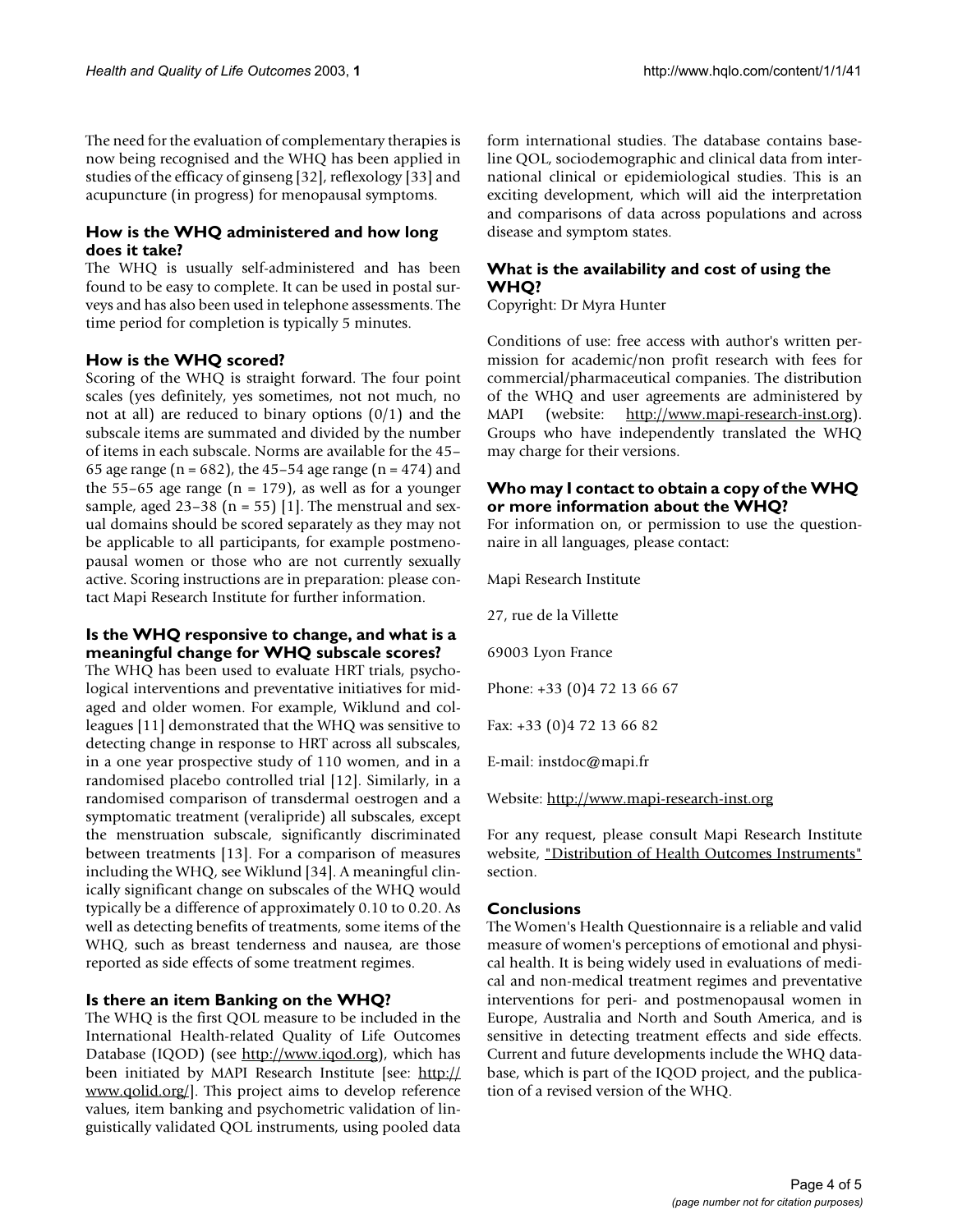The need for the evaluation of complementary therapies is now being recognised and the WHQ has been applied in studies of the efficacy of ginseng [32], reflexology [33] and acupuncture (in progress) for menopausal symptoms.

### How is the WHQ administered and how long does it take?

The WHQ is usually self-administered and has been found to be easy to complete. It can be used in postal surveys and has also been used in telephone assessments. The time period for completion is typically 5 minutes.

### How is the WHQ scored?

Scoring of the WHQ is straight forward. The four point scales (yes definitely, yes sometimes, not not much, no not at all) are reduced to binary options (0/1) and the subscale items are summated and divided by the number of items in each subscale. Norms are available for the 45–65 age range (n = 682), the 45–54 age range (n = 474) and the 55–65 age range (n = 179), as well as for a younger sample, aged 23–38 (n = 55) [1]. The menstrual and sexual domains should be scored separately as they may not be applicable to all participants, for example postmenopausal women or those who are not currently sexually active. Scoring instructions are in preparation: please contact Mapi Research Institute for further information.

### Is the WHQ responsive to change, and what is a meaningful change for WHQ subscale scores?

The WHQ has been used to evaluate HRT trials, psychological interventions and preventative initiatives for mid-aged and older women. For example, Wiklund and colleagues [11] demonstrated that the WHQ was sensitive to detecting change in response to HRT across all subscales, in a one year prospective study of 110 women, and in a randomised placebo controlled trial [12]. Similarly, in a randomised comparison of transdermal oestrogen and a symptomatic treatment (veralipride) all subscales, except the menstruation subscale, significantly discriminated between treatments [13]. For a comparison of measures including the WHQ, see Wiklund [34]. A meaningful clinically significant change on subscales of the WHQ would typically be a difference of approximately 0.10 to 0.20. As well as detecting benefits of treatments, some items of the WHQ, such as breast tenderness and nausea, are those reported as side effects of some treatment regimes.

### Is there an item Banking on the WHQ?

The WHQ is the first QOL measure to be included in the International Health-related Quality of Life Outcomes Database (IQOD) (see http://www.iqod.org), which has been initiated by MAPI Research Institute [see: http://www.qolid.org/]. This project aims to develop reference values, item banking and psychometric validation of linguistically validated QOL instruments, using pooled data form international studies. The database contains baseline QOL, sociodemographic and clinical data from international clinical or epidemiological studies. This is an exciting development, which will aid the interpretation and comparisons of data across populations and across disease and symptom states.

### What is the availability and cost of using the WHQ?

Copyright: Dr Myra Hunter

Conditions of use: free access with author's written permission for academic/non profit research with fees for commercial/pharmaceutical companies. The distribution of the WHQ and user agreements are administered by MAPI (website: http://www.mapi-research-inst.org). Groups who have independently translated the WHQ may charge for their versions.

### Who may I contact to obtain a copy of the WHQ or more information about the WHQ?

For information on, or permission to use the questionnaire in all languages, please contact:

Mapi Research Institute

27, rue de la Villette

69003 Lyon France

Phone: +33 (0)4 72 13 66 67

Fax: +33 (0)4 72 13 66 82

E-mail: instdoc@mapi.fr

Website: http://www.mapi-research-inst.org

For any request, please consult Mapi Research Institute website, "Distribution of Health Outcomes Instruments" section.

## Conclusions

The Women's Health Questionnaire is a reliable and valid measure of women's perceptions of emotional and physical health. It is being widely used in evaluations of medical and non-medical treatment regimes and preventative interventions for peri- and postmenopausal women in Europe, Australia and North and South America, and is sensitive in detecting treatment effects and side effects. Current and future developments include the WHQ database, which is part of the IQOD project, and the publication of a revised version of the WHQ.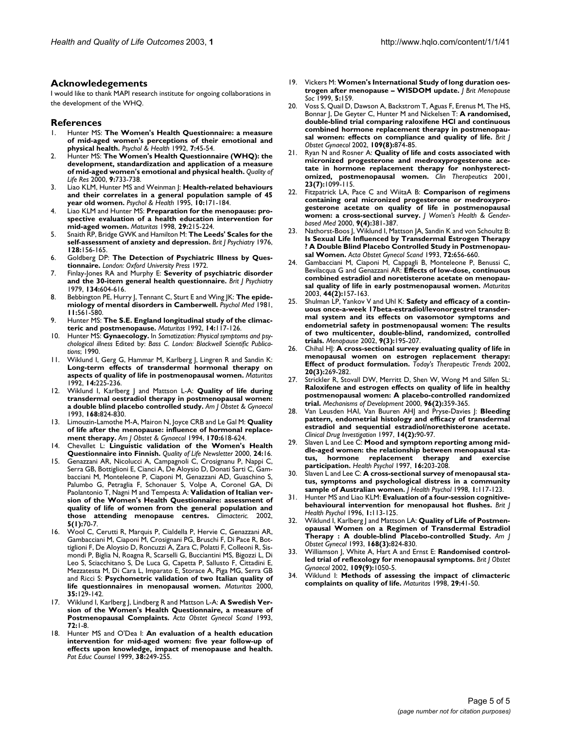## Acknowledgements

I would like to thank MAPI research institute for ongoing collaborations in the development of the WHQ.

## References

1. Hunter MS: **The Women's Health Questionnaire: a measure of mid-aged women's perceptions of their emotional and physical health.** *Psychol & Health* 1992, **7:**45-54.
2. Hunter MS: **The Women's Health Questionnaire (WHQ): the development, standardization and application of a measure of mid-aged women's emotional and physical health.** *Quality of Life Res* 2000, **9:**733-738.
3. Liao KLM, Hunter MS and Weinman J: **Health-related behaviours and their correlates in a general population sample of 45 year old women.** *Psychol & Health* 1995, **10:**171-184.
4. Liao KLM and Hunter MS: **Preparation for the menopause: prospective evaluation of a health education intervention for mid-aged women.** *Maturitas* 1998, **29:**215-224.
5. Snaith RP, Bridge GWK and Hamilton M: **The Leeds' Scales for the self-assessment of anxiety and depression.** *Brit J Psychiatry* 1976, **128:**156-165.
6. Goldberg DP: **The Detection of Psychiatric Illness by Questionnaire.** *London: Oxford University Press* 1972.
7. Finlay-Jones RA and Murphy E: **Severity of psychiatric disorder and the 30-item general health questionnaire.** *Brit J Psychiatry* 1979, **134:**604-616.
8. Bebbington PE, Hurry J, Tennant C, Sturt E and Wing JK: **The epidemiology of mental disorders in Camberwell.** *Psychol Med* 1981, **11:**561-580.
9. Hunter MS: **The S.E. England longitudinal study of the climacteric and postmenopause.** *Maturitas* 1992, **14:**117-126.
10. Hunter MS: **Gynaecology.** In *Somatization: Physical symptoms and psychological illness* Edited by: *Bass C. London: Blackwell Scientific Publications*; 1990.
11. Wiklund I, Gerg G, Hammar M, Karlberg J, Lingren R and Sandin K: **Long-term effects of transdermal hormonal therapy on aspects of quality of life in postmenopausal women.** *Maturitas* 1992, **14:**225-236.
12. Wiklund I, Karlberg J and Mattson L-A: **Quality of life during transdermal oestradiol therapy in postmenopausal women: a double blind placebo controlled study.** *Am J Obstet & Gynaecol* 1993, **168:**824-830.
13. Limouzin-Lamothe M-A, Mairon N, Joyce CRB and Le Gal M: **Quality of life after the menopause: influence of hormonal replacement therapy.** *Am J Obstet & Gynaecol* 1994, **170:**618-624.
14. Chevallet L: **Linguistic validation of the Women's Health Questionnaire into Finnish.** *Quality of Life Newsletter* 2000, **24:**16.
15. Genazzani AR, Nicolucci A, Campagnoli C, Crosignanu P, Nappi C, Serra GB, Bottiglioni E, Cianci A, De Aloysio D, Donati Sarti C, Gambacciani M, Monteleone P, Ciaponi M, Genazzani AD, Guaschino S, Palumbo G, Petraglia F, Schonauer S, Volpe A, Coronel GA, Di Paolantonio T, Nagni M and Tempesta A: **Validation of Italian version of the Women's Health Questionnaire: assessment of quality of life of women from the general population and those attending menopause centres.** *Climacteric.* 2002, **5(1):**70-7.
16. Wool C, Cerutti R, Marquis P, Cialdella P, Hervie C, Genazzani AR, Gambacciani M, Ciaponi M, Crosignani PG, Bruschi F, Di Pace R, Bottiglioni F, De Aloysio D, Roncuzzi A, Zara C, Polatti F, Colleoni R, Sismondi P, Biglia N, Roagna R, Scarselli G, Bucciantini MS, Bigozzi L, Di Leo S, Sciacchitano S, De Luca G, Capetta P, Sallusto F, Cittadini E, Mezzatesta M, Di Cara L, Imparato E, Storace A, Piga MG, Serra GB and Ricci S: **Psychometric validation of two Italian quality of life questionnaires in menopausal women.** *Maturitas* 2000, **35:**129-142.
17. Wiklund I, Karlberg J, Lindberg R and Mattson L-A: **A Swedish Version of the Women's Health Questionnaire, a measure of Postmenopausal Complaints.** *Acta Obstet Gynecol Scand* 1993, **72:**1-8.
18. Hunter MS and O'Dea I: **An evaluation of a health education intervention for mid-aged women: five year follow-up of effects upon knowledge, impact of menopause and health.** *Pat Educ Counsel* 1999, **38:**249-255.
19. Vickers M: **Women's International Study of long duration oestrogen after menopause – WISDOM update.** *J Brit Menopause Soc* 1999, **5:**159.
20. Voss S, Quail D, Dawson A, Backstrom T, Aguas F, Erenus M, The HS, Bonnar J, De Geyter C, Hunter M and Nickelsen T: **A randomised, double-blind trial comparing raloxifene HCl and continuous combined hormone replacement therapy in postmenopausal women: effects on compliance and quality of life.** *Brit J Obstet Gynaecol* 2002, **109(8):**874-85.
21. Ryan N and Rosner A: **Quality of life and costs associated with micronized progesterone and medroxyprogesterone acetate in hormone replacement therapy for nonhysterectomized, postmenopausal women.** *Clin Therapeutics* 2001, **23(7):**1099-115.
22. Fitzpatrick LA, Pace C and WiitaA B: **Comparison of regimens containing oral micronized progesterone or medroxyprogesterone acetate on quality of life in postmenopausal women: a cross-sectional survey.** *J Women's Health & Gender-based Med* 2000, **9(4):**381-387.
23. Nathorst-Boos J, Wiklund I, Mattson JA, Sandin K and von Schoultz B: **Is Sexual Life Influenced by Transdermal Estrogen Therapy ? A Double Blind Placebo Controlled Study in Postmenopausal Women.** *Acta Obstet Gynecol Scand* 1993, **72:**656-660.
24. Gambacciani M, Ciaponi M, Cappagli B, Monteleone P, Benussi C, Bevilacqua G and Genazzani AR: **Effects of low-dose, continuous combined estradiol and noretisterone acetate on menopausal quality of life in early postmenopausal women.** *Maturitas* 2003, **44(2):**157-163.
25. Shulman LP, Yankov V and Uhl K: **Safety and efficacy of a continuous once-a-week 17beta-estradiol/levonorgestrel transdermal system and its effects on vasomotor symptoms and endometrial safety in postmenopausal women: The results of two multicenter, double-blind, randomized, controlled trials.** *Menopause* 2002, **9(3):**195-207.
26. Chihal HJ: **A cross-sectional survey evaluating quality of life in menopausal women on estrogen replacement therapy: Effect of product formulation.** *Today's Therapeutic Trends* 2002, **20(3):**269-282.
27. Strickler R, Stovall DW, Merritt D, Shen W, Wong M and Silfen SL: **Raloxifene and estrogen effects on quality of life in healthy postmenopausal women: A placebo-controlled randomized trial.** *Mechanisms of Development* 2000, **96(2):**359-365.
28. Van Leusden HAI, Van Buuren AHJ and Pryse-Davies J: **Bleeding pattern, endometrial histology and efficacy of transdermal estradiol and sequential estradiol/norethisterone acetate.** *Clinical Drug Investigation* 1997, **14(2):**90-97.
29. Slaven L and Lee C: **Mood and symptom reporting among middle-aged women: the relationship between menopausal status, hormone replacement therapy and exercise participation.** *Health Psychol* 1997, **16:**203-208.
30. Slaven L and Lee C: **A cross-sectional survey of menopausal status, symptoms and psychological distress in a community sample of Australian women.** *J Health Psychol* 1998, **1:**117-123.
31. Hunter MS and Liao KLM: **Evaluation of a four-session cognitive-behavioural intervention for menopausal hot flushes.** *Brit J Health Psychol* 1996, **1:**113-125.
32. Wiklund I, Karlberg J and Mattson LA: **Quality of Life of Postmenopausal Women on a Regimen of Transdermal Estradiol Therapy : A double-blind Placebo-controlled Study.** *Am J Obstet Gynecol* 1993, **168(3):**824-830.
33. Williamson J, White A, Hart A and Ernst E: **Randomised controlled trial of reflexology for menopausal symptoms.** *Brit J Obstet Gynaecol* 2002, **109(9):**1050-5.
34. Wiklund I: **Methods of assessing the impact of climacteric complaints on quality of life.** *Maturitas* 1998, **29:**41-50.